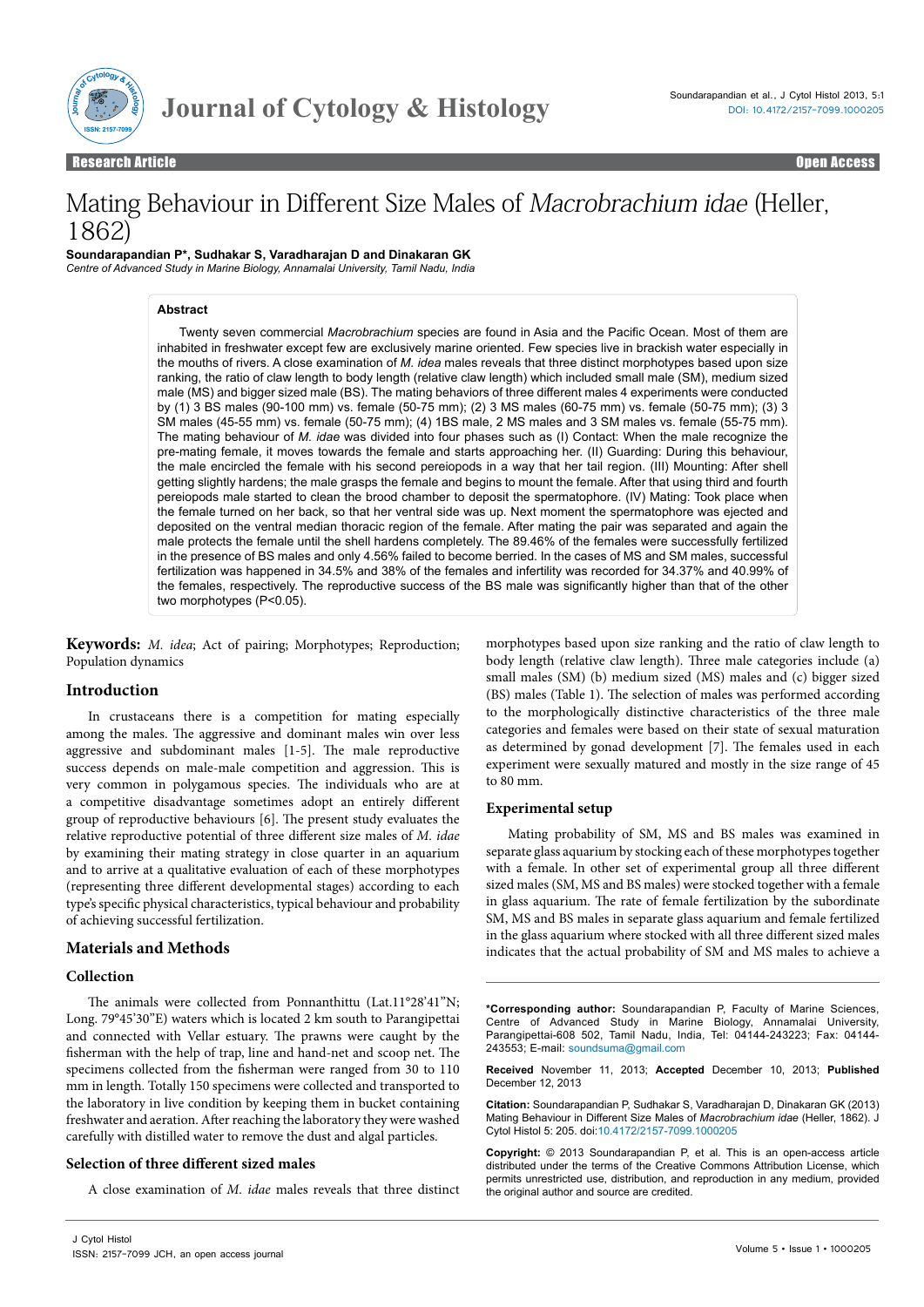Research Article | Open Access

# Mating Behaviour in Different Size Males of *Macrobrachium idae* (Heller, 1862)

**Soundarapandian P\*, Sudhakar S, Varadharajan D and Dinakaran GK**

*Centre of Advanced Study in Marine Biology, Annamalai University, Tamil Nadu, India*

## Abstract

Twenty seven commercial *Macrobrachium* species are found in Asia and the Pacific Ocean. Most of them are inhabited in freshwater except few are exclusively marine oriented. Few species live in brackish water especially in the mouths of rivers. A close examination of *M. idea* males reveals that three distinct morphotypes based upon size ranking, the ratio of claw length to body length (relative claw length) which included small male (SM), medium sized male (MS) and bigger sized male (BS). The mating behaviors of three different males 4 experiments were conducted by (1) 3 BS males (90-100 mm) vs. female (50-75 mm); (2) 3 MS males (60-75 mm) vs. female (50-75 mm); (3) 3 SM males (45-55 mm) vs. female (50-75 mm); (4) 1BS male, 2 MS males and 3 SM males vs. female (55-75 mm). The mating behaviour of *M. idae* was divided into four phases such as (I) Contact: When the male recognize the pre-mating female, it moves towards the female and starts approaching her. (II) Guarding: During this behaviour, the male encircled the female with his second pereiopods in a way that her tail region. (III) Mounting: After shell getting slightly hardens; the male grasps the female and begins to mount the female. After that using third and fourth pereiopods male started to clean the brood chamber to deposit the spermatophore. (IV) Mating: Took place when the female turned on her back, so that her ventral side was up. Next moment the spermatophore was ejected and deposited on the ventral median thoracic region of the female. After mating the pair was separated and again the male protects the female until the shell hardens completely. The 89.46% of the females were successfully fertilized in the presence of BS males and only 4.56% failed to become berried. In the cases of MS and SM males, successful fertilization was happened in 34.5% and 38% of the females and infertility was recorded for 34.37% and 40.99% of the females, respectively. The reproductive success of the BS male was significantly higher than that of the other two morphotypes ($P<0.05$).

**Keywords:** *M. idea*; Act of pairing; Morphotypes; Reproduction; Population dynamics

## Introduction

In crustaceans there is a competition for mating especially among the males. The aggressive and dominant males win over less aggressive and subdominant males [1-5]. The male reproductive success depends on male-male competition and aggression. This is very common in polygamous species. The individuals who are at a competitive disadvantage sometimes adopt an entirely different group of reproductive behaviours [6]. The present study evaluates the relative reproductive potential of three different size males of *M. idae* by examining their mating strategy in close quarter in an aquarium and to arrive at a qualitative evaluation of each of these morphotypes (representing three different developmental stages) according to each type's specific physical characteristics, typical behaviour and probability of achieving successful fertilization.

## Materials and Methods

### Collection

The animals were collected from Ponnanthittu (Lat.11°28'41"N; Long. 79°45'30"E) waters which is located 2 km south to Parangipettai and connected with Vellar estuary. The prawns were caught by the fisherman with the help of trap, line and hand-net and scoop net. The specimens collected from the fisherman were ranged from 30 to 110 mm in length. Totally 150 specimens were collected and transported to the laboratory in live condition by keeping them in bucket containing freshwater and aeration. After reaching the laboratory they were washed carefully with distilled water to remove the dust and algal particles.

### Selection of three different sized males

A close examination of *M. idae* males reveals that three distinct morphotypes based upon size ranking and the ratio of claw length to body length (relative claw length). Three male categories include (a) small males (SM) (b) medium sized (MS) males and (c) bigger sized (BS) males (Table 1). The selection of males was performed according to the morphologically distinctive characteristics of the three male categories and females were based on their state of sexual maturation as determined by gonad development [7]. The females used in each experiment were sexually matured and mostly in the size range of 45 to 80 mm.

### Experimental setup

Mating probability of SM, MS and BS males was examined in separate glass aquarium by stocking each of these morphotypes together with a female. In other set of experimental group all three different sized males (SM, MS and BS males) were stocked together with a female in glass aquarium. The rate of female fertilization by the subordinate SM, MS and BS males in separate glass aquarium and female fertilized in the glass aquarium where stocked with all three different sized males indicates that the actual probability of SM and MS males to achieve a

---

**\*Corresponding author:** Soundarapandian P, Faculty of Marine Sciences, Centre of Advanced Study in Marine Biology, Annamalai University, Parangipettai-608 502, Tamil Nadu, India, Tel: 04144-243223; Fax: 04144-243553; E-mail: soundsuma@gmail.com

**Received** November 11, 2013; **Accepted** December 10, 2013; **Published** December 12, 2013

**Citation:** Soundarapandian P, Sudhakar S, Varadharajan D, Dinakaran GK (2013) Mating Behaviour in Different Size Males of *Macrobrachium idae* (Heller, 1862). J Cytol Histol 5: 205. doi:10.4172/2157-7099.1000205

**Copyright:** © 2013 Soundarapandian P, et al. This is an open-access article distributed under the terms of the Creative Commons Attribution License, which permits unrestricted use, distribution, and reproduction in any medium, provided the original author and source are credited.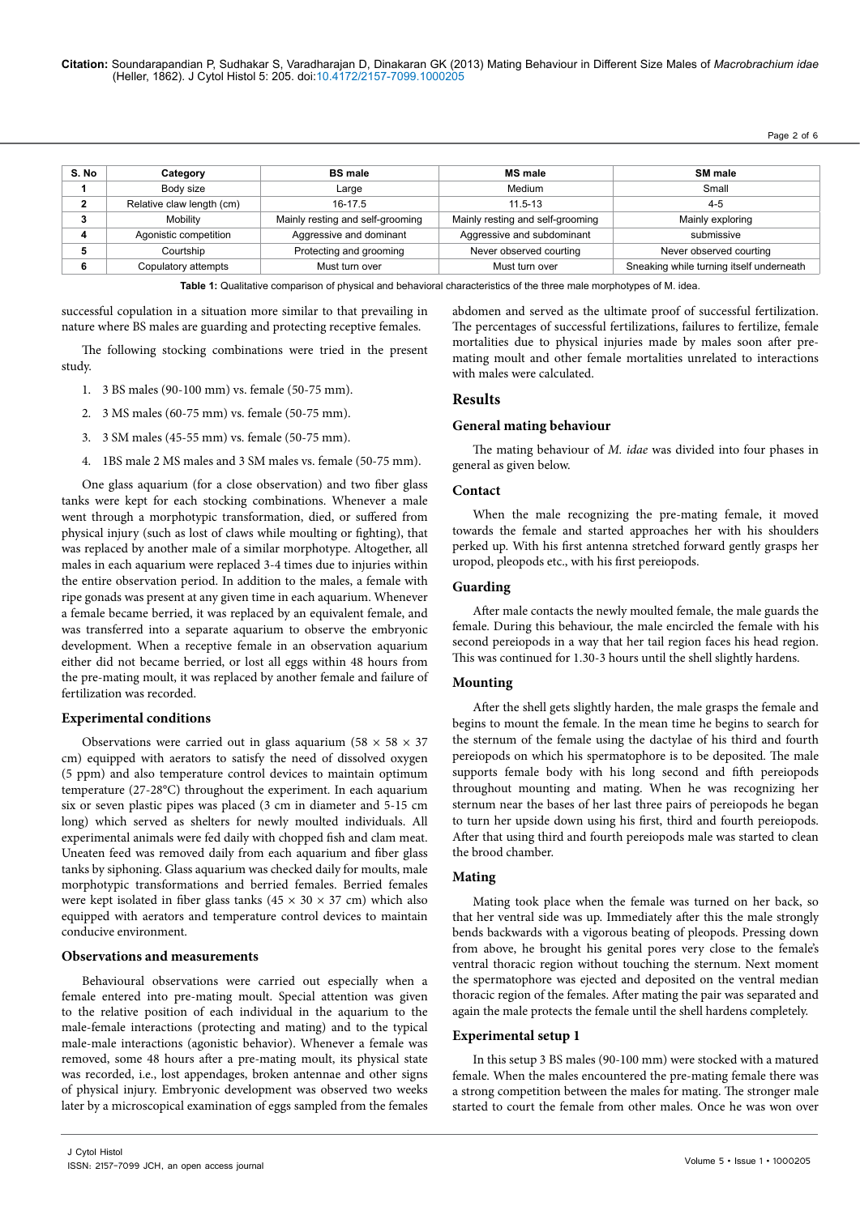| S. No | Category | BS male | MS male | SM male |
|---|---|---|---|---|
| 1 | Body size | Large | Medium | Small |
| 2 | Relative claw length (cm) | 16-17.5 | 11.5-13 | 4-5 |
| 3 | Mobility | Mainly resting and self-grooming | Mainly resting and self-grooming | Mainly exploring |
| 4 | Agonistic competition | Aggressive and dominant | Aggressive and subdominant | submissive |
| 5 | Courtship | Protecting and grooming | Never observed courting | Never observed courting |
| 6 | Copulatory attempts | Must turn over | Must turn over | Sneaking while turning itself underneath |

**Table 1:** Qualitative comparison of physical and behavioral characteristics of the three male morphotypes of M. idea.

successful copulation in a situation more similar to that prevailing in nature where BS males are guarding and protecting receptive females.

The following stocking combinations were tried in the present study.

1. 3 BS males (90-100 mm) vs. female (50-75 mm).
2. 3 MS males (60-75 mm) vs. female (50-75 mm).
3. 3 SM males (45-55 mm) vs. female (50-75 mm).
4. 1BS male 2 MS males and 3 SM males vs. female (50-75 mm).

One glass aquarium (for a close observation) and two fiber glass tanks were kept for each stocking combinations. Whenever a male went through a morphotypic transformation, died, or suffered from physical injury (such as lost of claws while moulting or fighting), that was replaced by another male of a similar morphotype. Altogether, all males in each aquarium were replaced 3-4 times due to injuries within the entire observation period. In addition to the males, a female with ripe gonads was present at any given time in each aquarium. Whenever a female became berried, it was replaced by an equivalent female, and was transferred into a separate aquarium to observe the embryonic development. When a receptive female in an observation aquarium either did not become berried, or lost all eggs within 48 hours from the pre-mating moult, it was replaced by another female and failure of fertilization was recorded.

### Experimental conditions

Observations were carried out in glass aquarium (58 × 58 × 37 cm) equipped with aerators to satisfy the need of dissolved oxygen (5 ppm) and also temperature control devices to maintain optimum temperature (27-28°C) throughout the experiment. In each aquarium six or seven plastic pipes was placed (3 cm in diameter and 5-15 cm long) which served as shelters for newly moulted individuals. All experimental animals were fed daily with chopped fish and clam meat. Uneaten feed was removed daily from each aquarium and fiber glass tanks by siphoning. Glass aquarium was checked daily for moults, male morphotypic transformations and berried females. Berried females were kept isolated in fiber glass tanks (45 × 30 × 37 cm) which also equipped with aerators and temperature control devices to maintain conducive environment.

### Observations and measurements

Behavioural observations were carried out especially when a female entered into pre-mating moult. Special attention was given to the relative position of each individual in the aquarium to the male-female interactions (protecting and mating) and to the typical male-male interactions (agonistic behavior). Whenever a female was removed, some 48 hours after a pre-mating moult, its physical state was recorded, i.e., lost appendages, broken antennae and other signs of physical injury. Embryonic development was observed two weeks later by a microscopical examination of eggs sampled from the females abdomen and served as the ultimate proof of successful fertilization. The percentages of successful fertilizations, failures to fertilize, female mortalities due to physical injuries made by males soon after pre-mating moult and other female mortalities unrelated to interactions with males were calculated.

## Results

### General mating behaviour

The mating behaviour of *M. idae* was divided into four phases in general as given below.

### Contact

When the male recognizing the pre-mating female, it moved towards the female and started approaches her with his shoulders perked up. With his first antenna stretched forward gently grasps her uropod, pleopods etc., with his first pereiopods.

### Guarding

After male contacts the newly moulted female, the male guards the female. During this behaviour, the male encircled the female with his second pereiopods in a way that her tail region faces his head region. This was continued for 1.30-3 hours until the shell slightly hardens.

### Mounting

After the shell gets slightly harden, the male grasps the female and begins to mount the female. In the mean time he begins to search for the sternum of the female using the dactylae of his third and fourth pereiopods on which his spermatophore is to be deposited. The male supports female body with his long second and fifth pereiopods throughout mounting and mating. When he was recognizing her sternum near the bases of her last three pairs of pereiopods he began to turn her upside down using his first, third and fourth pereiopods. After that using third and fourth pereiopods male was started to clean the brood chamber.

### Mating

Mating took place when the female was turned on her back, so that her ventral side was up. Immediately after this the male strongly bends backwards with a vigorous beating of pleopods. Pressing down from above, he brought his genital pores very close to the female's ventral thoracic region without touching the sternum. Next moment the spermatophore was ejected and deposited on the ventral median thoracic region of the females. After mating the pair was separated and again the male protects the female until the shell hardens completely.

### Experimental setup 1

In this setup 3 BS males (90-100 mm) were stocked with a matured female. When the males encountered the pre-mating female there was a strong competition between the males for mating. The stronger male started to court the female from other males. Once he was won over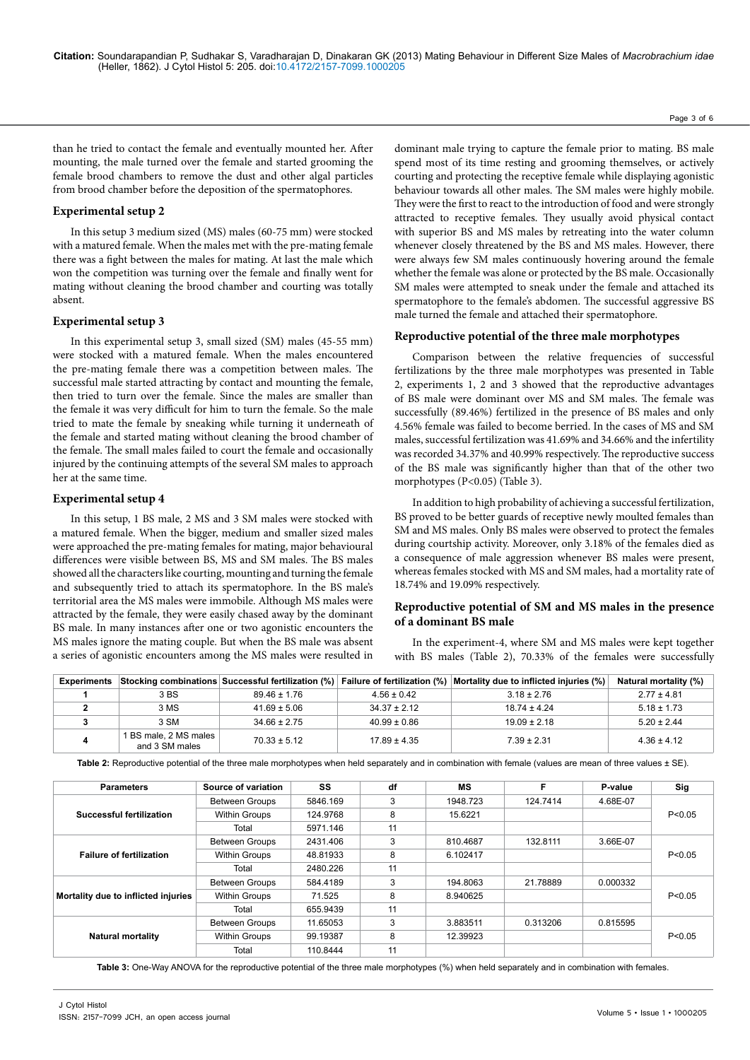than he tried to contact the female and eventually mounted her. After mounting, the male turned over the female and started grooming the female brood chambers to remove the dust and other algal particles from brood chamber before the deposition of the spermatophores.

### Experimental setup 2

In this setup 3 medium sized (MS) males (60-75 mm) were stocked with a matured female. When the males met with the pre-mating female there was a fight between the males for mating. At last the male which won the competition was turning over the female and finally went for mating without cleaning the brood chamber and courting was totally absent.

### Experimental setup 3

In this experimental setup 3, small sized (SM) males (45-55 mm) were stocked with a matured female. When the males encountered the pre-mating female there was a competition between males. The successful male started attracting by contact and mounting the female, then tried to turn over the female. Since the males are smaller than the female it was very difficult for him to turn the female. So the male tried to mate the female by sneaking while turning it underneath of the female and started mating without cleaning the brood chamber of the female. The small males failed to court the female and occasionally injured by the continuing attempts of the several SM males to approach her at the same time.

### Experimental setup 4

In this setup, 1 BS male, 2 MS and 3 SM males were stocked with a matured female. When the bigger, medium and smaller sized males were approached the pre-mating females for mating, major behavioural differences were visible between BS, MS and SM males. The BS males showed all the characters like courting, mounting and turning the female and subsequently tried to attach its spermatophore. In the BS male's territorial area the MS males were immobile. Although MS males were attracted by the female, they were easily chased away by the dominant BS male. In many instances after one or two agonistic encounters the MS males ignore the mating couple. But when the BS male was absent a series of agonistic encounters among the MS males were resulted in dominant male trying to capture the female prior to mating. BS male spend most of its time resting and grooming themselves, or actively courting and protecting the receptive female while displaying agonistic behaviour towards all other males. The SM males were highly mobile. They were the first to react to the introduction of food and were strongly attracted to receptive females. They usually avoid physical contact with superior BS and MS males by retreating into the water column whenever closely threatened by the BS and MS males. However, there were always few SM males continuously hovering around the female whether the female was alone or protected by the BS male. Occasionally SM males were attempted to sneak under the female and attached its spermatophore to the female's abdomen. The successful aggressive BS male turned the female and attached their spermatophore.

### Reproductive potential of the three male morphotypes

Comparison between the relative frequencies of successful fertilizations by the three male morphotypes was presented in Table 2, experiments 1, 2 and 3 showed that the reproductive advantages of BS male were dominant over MS and SM males. The female was successfully (89.46%) fertilized in the presence of BS males and only 4.56% female was failed to become berried. In the cases of MS and SM males, successful fertilization was 41.69% and 34.66% and the infertility was recorded 34.37% and 40.99% respectively. The reproductive success of the BS male was significantly higher than that of the other two morphotypes ($P<0.05$) (Table 3).

In addition to high probability of achieving a successful fertilization, BS proved to be better guards of receptive newly moulted females than SM and MS males. Only BS males were observed to protect the females during courtship activity. Moreover, only 3.18% of the females died as a consequence of male aggression whenever BS males were present, whereas females stocked with MS and SM males, had a mortality rate of 18.74% and 19.09% respectively.

### Reproductive potential of SM and MS males in the presence of a dominant BS male

In the experiment-4, where SM and MS males were kept together with BS males (Table 2), 70.33% of the females were successfully

| Experiments | Stocking combinations | Successful fertilization (%) | Failure of fertilization (%) | Mortality due to inflicted injuries (%) | Natural mortality (%) |
|---|---|---|---|---|---|
| 1 | 3 BS | 89.46 ± 1.76 | 4.56 ± 0.42 | 3.18 ± 2.76 | 2.77 ± 4.81 |
| 2 | 3 MS | 41.69 ± 5.06 | 34.37 ± 2.12 | 18.74 ± 4.24 | 5.18 ± 1.73 |
| 3 | 3 SM | 34.66 ± 2.75 | 40.99 ± 0.86 | 19.09 ± 2.18 | 5.20 ± 2.44 |
| 4 | 1 BS male, 2 MS males and 3 SM males | 70.33 ± 5.12 | 17.89 ± 4.35 | 7.39 ± 2.31 | 4.36 ± 4.12 |

**Table 2:** Reproductive potential of the three male morphotypes when held separately and in combination with female (values are mean of three values ± SE).

| Parameters | Source of variation | SS | df | MS | F | P-value | Sig |
|---|---|---|---|---|---|---|---|
| Successful fertilization | Between Groups | 5846.169 | 3 | 1948.723 | 124.7414 | 4.68E-07 | P<0.05 |
| | Within Groups | 124.9768 | 8 | 15.6221 | | | |
| | Total | 5971.146 | 11 | | | | |
| Failure of fertilization | Between Groups | 2431.406 | 3 | 810.4687 | 132.8111 | 3.66E-07 | P<0.05 |
| | Within Groups | 48.81933 | 8 | 6.102417 | | | |
| | Total | 2480.226 | 11 | | | | |
| Mortality due to inflicted injuries | Between Groups | 584.4189 | 3 | 194.8063 | 21.78889 | 0.000332 | P<0.05 |
| | Within Groups | 71.525 | 8 | 8.940625 | | | |
| | Total | 655.9439 | 11 | | | | |
| Natural mortality | Between Groups | 11.65053 | 3 | 3.883511 | 0.313206 | 0.815595 | P<0.05 |
| | Within Groups | 99.19387 | 8 | 12.39923 | | | |
| | Total | 110.8444 | 11 | | | | |

**Table 3:** One-Way ANOVA for the reproductive potential of the three male morphotypes (%) when held separately and in combination with females.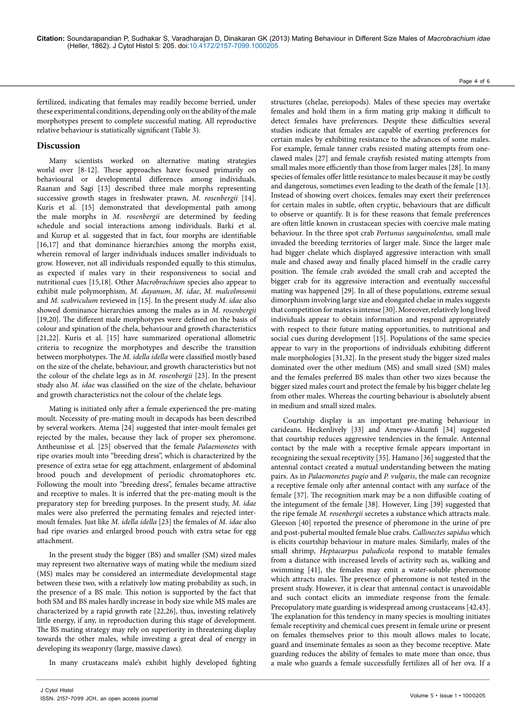fertilized, indicating that females may readily become berried, under these experimental conditions, depending only on the ability of the male morphotypes present to complete successful mating. All reproductive relative behaviour is statistically significant (Table 3).

## Discussion

Many scientists worked on alternative mating strategies world over [8-12]. These approaches have focused primarily on behavioural or developmental differences among individuals. Raanan and Sagi [13] described three male morphs representing successive growth stages in freshwater prawn, *M. rosenbergii* [14]. Kuris et al. [15] demonstrated that developmental path among the male morphs in *M. rosenbergii* are determined by feeding schedule and social interactions among individuals. Barki et al. and Kurup et al. suggested that in fact, four morphs are identifiable [16,17] and that dominance hierarchies among the morphs exist, wherein removal of larger individuals induces smaller individuals to grow. However, not all individuals responded equally to this stimulus, as expected if males vary in their responsiveness to social and nutritional cues [15,18]. Other *Macrobrachium* species also appear to exhibit male polymorphism, *M. dayanum*, *M. idae*, *M. malcolmsonii* and *M. scabriculum* reviewed in [15]. In the present study *M. idae* also showed dominance hierarchies among the males as in *M. rosenbergii* [19,20]. The different male morphotypes were defined on the basis of colour and spination of the chela, behaviour and growth characteristics [21,22]. Kuris et al. [15] have summarized operational allometric criteria to recognize the morphotypes and describe the transition between morphotypes. The *M. idella idella* were classified mostly based on the size of the chelate, behaviour, and growth characteristics but not the colour of the chelate legs as in *M. rosenbergii* [23]. In the present study also *M. idae* was classified on the size of the chelate, behaviour and growth characteristics not the colour of the chelate legs.

Mating is initiated only after a female experienced the pre-mating moult. Necessity of pre-mating moult in decapods has been described by several workers. Atema [24] suggested that inter-moult females get rejected by the males, because they lack of proper sex pheromone. Antheunisse et al. [25] observed that the female *Palaemonetes* with ripe ovaries moult into "breeding dress", which is characterized by the presence of extra setae for egg attachment, enlargement of abdominal brood pouch and development of periodic chromatophores etc. Following the moult into "breeding dress", females became attractive and receptive to males. It is inferred that the pre-mating moult is the preparatory step for breeding purposes. In the present study, *M. idae* males were also preferred the permating females and rejected inter-moult females. Just like *M. idella idella* [23] the females of *M. idae* also had ripe ovaries and enlarged brood pouch with extra setae for egg attachment.

In the present study the bigger (BS) and smaller (SM) sized males may represent two alternative ways of mating while the medium sized (MS) males may be considered an intermediate developmental stage between these two, with a relatively low mating probability as such, in the presence of a BS male. This notion is supported by the fact that both SM and BS males hardly increase in body size while MS males are characterized by a rapid growth rate [22,26], thus, investing relatively little energy, if any, in reproduction during this stage of development. The BS mating strategy may rely on superiority in threatening display towards the other males, while investing a great deal of energy in developing its weaponry (large, massive claws).

In many crustaceans male's exhibit highly developed fighting structures (chelae, pereiopods). Males of these species may overtake females and hold them in a firm mating grip making it difficult to detect females have preferences. Despite these difficulties several studies indicate that females are capable of exerting preferences for certain males by exhibiting resistance to the advances of some males. For example, female tanner crabs resisted mating attempts from one-clawed males [27] and female crayfish resisted mating attempts from small males more efficiently than those from larger males [28]. In many species of females offer little resistance to males because it may be costly and dangerous, sometimes even leading to the death of the female [13]. Instead of showing overt choices, females may exert their preferences for certain males in subtle, often cryptic, behaviours that are difficult to observe or quantify. It is for these reasons that female preferences are often little known in crustacean species with coercive male mating behaviour. In the three spot crab *Portunus sanguinolentus,* small male invaded the breeding territories of larger male. Since the larger male had bigger chelate which displayed aggressive interaction with small male and chased away and finally placed himself in the cradle carry position. The female crab avoided the small crab and accepted the bigger crab for its aggressive interaction and eventually successful mating was happened [29]. In all of these populations, extreme sexual dimorphism involving large size and elongated chelae in males suggests that competition for mates is intense [30]. Moreover, relatively long lived individuals appear to obtain information and respond appropriately with respect to their future mating opportunities, to nutritional and social cues during development [15]. Populations of the same species appear to vary in the proportions of individuals exhibiting different male morphologies [31,32]. In the present study the bigger sized males dominated over the other medium (MS) and small sized (SM) males and the females preferred BS males than other two sizes because the bigger sized males court and protect the female by his bigger chelate leg from other males. Whereas the courting behaviour is absolutely absent in medium and small sized males.

Courtship display is an important pre-mating behaviour in carideans. Heckenlively [33] and Ameyaw-Akumfi [34] suggested that courtship reduces aggressive tendencies in the female. Antennal contact by the male with a receptive female appears important in recognizing the sexual receptivity [35]. Hamano [36] suggested that the antennal contact created a mutual understanding between the mating pairs. As in *Palaemonetes pugio* and *P. vulgaris*, the male can recognize a receptive female only after antennal contact with any surface of the female [37]. The recognition mark may be a non diffusible coating of the integument of the female [38]. However, Ling [39] suggested that the ripe female *M. rosenbergii* secretes a substance which attracts male. Gleeson [40] reported the presence of pheromone in the urine of pre and post-pubertal moulted female blue crabs. *Callinectes sapidus* which is elicits courtship behaviour in mature males. Similarly, males of the small shrimp, *Heptacarpus paludicola* respond to matable females from a distance with increased levels of activity such as, walking and swimming [41], the females may emit a water-soluble pheromone which attracts males. The presence of pheromone is not tested in the present study. However, it is clear that antennal contact is unavoidable and such contact elicits an immediate response from the female. Precopulatory mate guarding is widespread among crustaceans [42,43]. The explanation for this tendency in many species is moulting initiates female receptivity and chemical cues present in female urine or present on females themselves prior to this moult allows males to locate, guard and inseminate females as soon as they become receptive. Mate guarding reduces the ability of females to mate more than once, thus a male who guards a female successfully fertilizes all of her ova. If a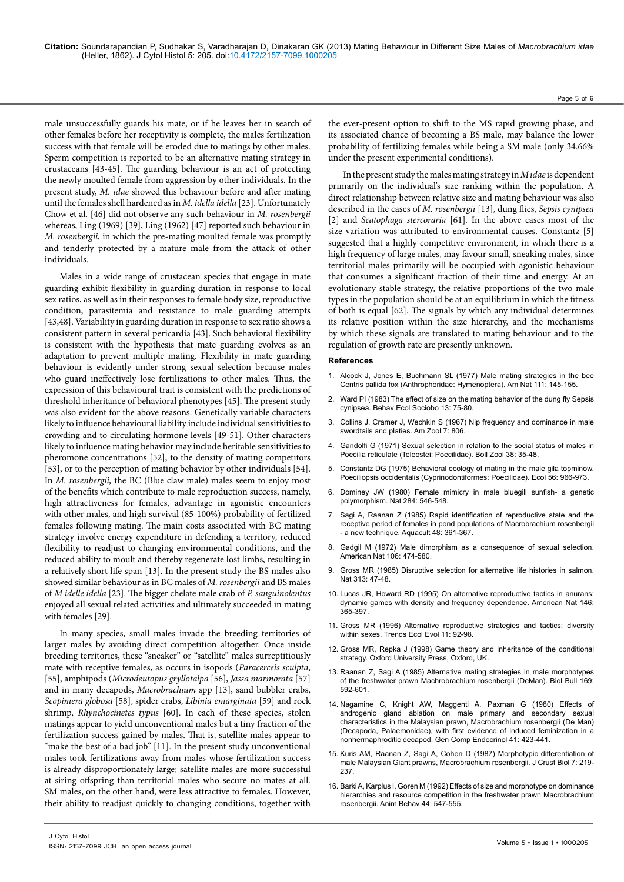male unsuccessfully guards his mate, or if he leaves her in search of other females before her receptivity is complete, the males fertilization success with that female will be eroded due to matings by other males. Sperm competition is reported to be an alternative mating strategy in crustaceans [43-45]. The guarding behaviour is an act of protecting the newly moulted female from aggression by other individuals. In the present study, *M. idae* showed this behaviour before and after mating until the females shell hardened as in *M. idella idella* [23]. Unfortunately Chow et al. [46] did not observe any such behaviour in *M. rosenbergii* whereas, Ling (1969) [39], Ling (1962) [47] reported such behaviour in *M. rosenbergii*, in which the pre-mating moulted female was promptly and tenderly protected by a mature male from the attack of other individuals.

Males in a wide range of crustacean species that engage in mate guarding exhibit flexibility in guarding duration in response to local sex ratios, as well as in their responses to female body size, reproductive condition, parasitemia and resistance to male guarding attempts [43,48]. Variability in guarding duration in response to sex ratio shows a consistent pattern in several pericardia [43]. Such behavioral flexibility is consistent with the hypothesis that mate guarding evolves as an adaptation to prevent multiple mating. Flexibility in mate guarding behaviour is evidently under strong sexual selection because males who guard ineffectively lose fertilizations to other males. Thus, the expression of this behavioural trait is consistent with the predictions of threshold inheritance of behavioral phenotypes [45]. The present study was also evident for the above reasons. Genetically variable characters likely to influence behavioural liability include individual sensitivities to crowding and to circulating hormone levels [49-51]. Other characters likely to influence mating behavior may include heritable sensitivities to pheromone concentrations [52], to the density of mating competitors [53], or to the perception of mating behavior by other individuals [54]. In *M. rosenbergii,* the BC (Blue claw male) males seem to enjoy most of the benefits which contribute to male reproduction success, namely, high attractiveness for females, advantage in agonistic encounters with other males, and high survival (85-100%) probability of fertilized females following mating. The main costs associated with BC mating strategy involve energy expenditure in defending a territory, reduced flexibility to readjust to changing environmental conditions, and the reduced ability to moult and thereby regenerate lost limbs, resulting in a relatively short life span [13]. In the present study the BS males also showed similar behaviour as in BC males of *M. rosenbergii* and BS males of *M idelle idella* [23]. The bigger chelate male crab of *P. sanguinolentus* enjoyed all sexual related activities and ultimately succeeded in mating with females [29].

In many species, small males invade the breeding territories of larger males by avoiding direct competition altogether. Once inside breeding territories, these "sneaker" or "satellite" males surreptitiously mate with receptive females, as occurs in isopods (*Paracerceis sculpta*, [55], amphipods (*Microdeutopus gryllotalpa* [56], *Jassa marmorata* [57] and in many decapods, *Macrobrachium* spp [13], sand bubbler crabs, *Scopimera globosa* [58], spider crabs, *Libinia emarginata* [59] and rock shrimp, *Rhynchocinetes typus* [60]. In each of these species, stolen matings appear to yield unconventional males but a tiny fraction of the fertilization success gained by males. That is, satellite males appear to "make the best of a bad job" [11]. In the present study unconventional males took fertilizations away from males whose fertilization success is already disproportionately large; satellite males are more successful at siring offspring than territorial males who secure no mates at all. SM males, on the other hand, were less attractive to females. However, their ability to readjust quickly to changing conditions, together with the ever-present option to shift to the MS rapid growing phase, and its associated chance of becoming a BS male, may balance the lower probability of fertilizing females while being a SM male (only 34.66% under the present experimental conditions).

In the present study the males mating strategy in *M idae* is dependent primarily on the individual's size ranking within the population. A direct relationship between relative size and mating behaviour was also described in the cases of *M. rosenbergii* [13], dung flies, *Sepsis cynipsea* [2] and *Scatophaga stercoraria* [61]. In the above cases most of the size variation was attributed to environmental causes. Constantz [5] suggested that a highly competitive environment, in which there is a high frequency of large males, may favour small, sneaking males, since territorial males primarily will be occupied with agonistic behaviour that consumes a significant fraction of their time and energy. At an evolutionary stable strategy, the relative proportions of the two male types in the population should be at an equilibrium in which the fitness of both is equal [62]. The signals by which any individual determines its relative position within the size hierarchy, and the mechanisms by which these signals are translated to mating behaviour and to the regulation of growth rate are presently unknown.

### References

1. Alcock J, Jones E, Buchmann SL (1977) Male mating strategies in the bee Centris pallida fox (Anthrophoridae: Hymenoptera). Am Nat 111: 145-155.
2. Ward PI (1983) The effect of size on the mating behavior of the dung fly Sepsis cynipsea. Behav Ecol Sociobo 13: 75-80.
3. Collins J, Cramer J, Wechkin S (1967) Nip frequency and dominance in male swordtails and platies. Am Zool 7: 806.
4. Gandolfi G (1971) Sexual selection in relation to the social status of males in Poecilia reticulate (Teleostei: Poecilidae). Boll Zool 38: 35-48.
5. Constantz DG (1975) Behavioral ecology of mating in the male gila topminow, Poeciliopsis occidentalis (Cyprinodontiformes: Poecilidae). Ecol 56: 966-973.
6. Dominey JW (1980) Female mimicry in male bluegill sunfish- a genetic polymorphism. Nat 284: 546-548.
7. Sagi A, Raanan Z (1985) Rapid identification of reproductive state and the receptive period of females in pond populations of Macrobrachium rosenbergii - a new technique. Aquacult 48: 361-367.
8. Gadgil M (1972) Male dimorphism as a consequence of sexual selection. American Nat 106: 474-580.
9. Gross MR (1985) Disruptive selection for alternative life histories in salmon. Nat 313: 47-48.
10. Lucas JR, Howard RD (1995) On alternative reproductive tactics in anurans: dynamic games with density and frequency dependence. American Nat 146: 365-397.
11. Gross MR (1996) Alternative reproductive strategies and tactics: diversity within sexes. Trends Ecol Evol 11: 92-98.
12. Gross MR, Repka J (1998) Game theory and inheritance of the conditional strategy. Oxford University Press, Oxford, UK.
13. Raanan Z, Sagi A (1985) Alternative mating strategies in male morphotypes of the freshwater prawn Machrobrachium rosenbergii (DeMan). Biol Bull 169: 592-601.
14. Nagamine C, Knight AW, Maggenti A, Paxman G (1980) Effects of androgenic gland ablation on male primary and secondary sexual characteristics in the Malaysian prawn, Macrobrachium rosenbergii (De Man) (Decapoda, Palaemonidae), with first evidence of induced feminization in a nonhermaphroditic decapod. Gen Comp Endocrinol 41: 423-441.
15. Kuris AM, Raanan Z, Sagi A, Cohen D (1987) Morphotypic differentiation of male Malaysian Giant prawns, Macrobrachium rosenbergii. J Crust Biol 7: 219-237.
16. Barki A, Karplus I, Goren M (1992) Effects of size and morphotype on dominance hierarchies and resource competition in the freshwater prawn Macrobrachium rosenbergii. Anim Behav 44: 547-555.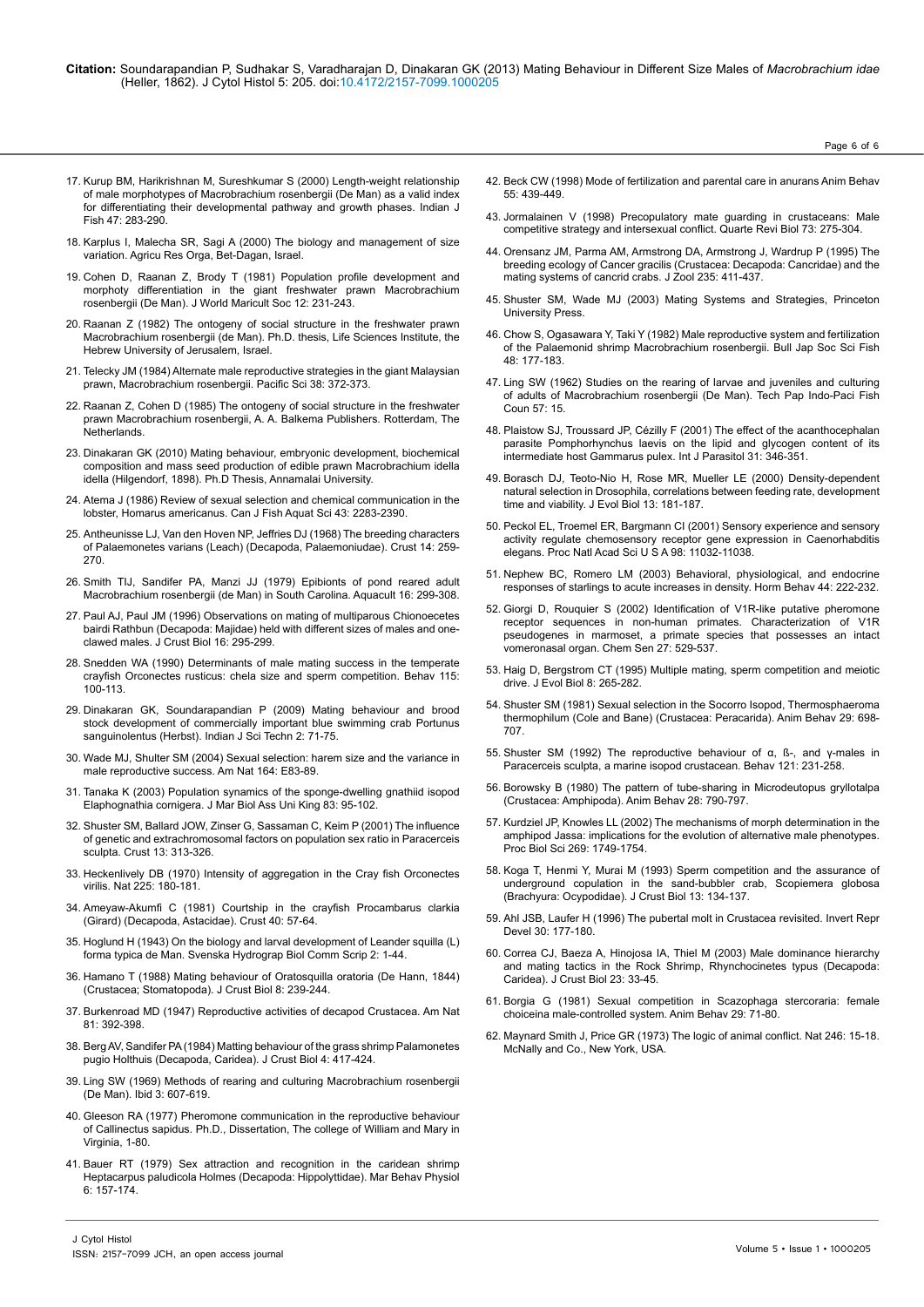17. Kurup BM, Harikrishnan M, Sureshkumar S (2000) Length-weight relationship of male morphotypes of Macrobrachium rosenbergii (De Man) as a valid index for differentiating their developmental pathway and growth phases. Indian J Fish 47: 283-290.

18. Karplus I, Malecha SR, Sagi A (2000) The biology and management of size variation. Agricu Res Orga, Bet-Dagan, Israel.

19. Cohen D, Raanan Z, Brody T (1981) Population profile development and morphoty differentiation in the giant freshwater prawn Macrobrachium rosenbergii (De Man). J World Maricult Soc 12: 231-243.

20. Raanan Z (1982) The ontogeny of social structure in the freshwater prawn Macrobrachium rosenbergii (de Man). Ph.D. thesis, Life Sciences Institute, the Hebrew University of Jerusalem, Israel.

21. Telecky JM (1984) Alternate male reproductive strategies in the giant Malaysian prawn, Macrobrachium rosenbergii. Pacific Sci 38: 372-373.

22. Raanan Z, Cohen D (1985) The ontogeny of social structure in the freshwater prawn Macrobrachium rosenbergii, A. A. Balkema Publishers. Rotterdam, The Netherlands.

23. Dinakaran GK (2010) Mating behaviour, embryonic development, biochemical composition and mass seed production of edible prawn Macrobrachium idella idella (Hilgendorf, 1898). Ph.D Thesis, Annamalai University.

24. Atema J (1986) Review of sexual selection and chemical communication in the lobster, Homarus americanus. Can J Fish Aquat Sci 43: 2283-2390.

25. Antheunisse LJ, Van den Hoven NP, Jeffries DJ (1968) The breeding characters of Palaemonetes varians (Leach) (Decapoda, Palaemoniudae). Crust 14: 259-270.

26. Smith TIJ, Sandifer PA, Manzi JJ (1979) Epibionts of pond reared adult Macrobrachium rosenbergii (de Man) in South Carolina. Aquacult 16: 299-308.

27. Paul AJ, Paul JM (1996) Observations on mating of multiparous Chionoecetes bairdi Rathbun (Decapoda: Majidae) held with different sizes of males and one-clawed males. J Crust Biol 16: 295-299.

28. Snedden WA (1990) Determinants of male mating success in the temperate crayfish Orconectes rusticus: chela size and sperm competition. Behav 115: 100-113.

29. Dinakaran GK, Soundarapandian P (2009) Mating behaviour and brood stock development of commercially important blue swimming crab Portunus sanguinolentus (Herbst). Indian J Sci Techn 2: 71-75.

30. Wade MJ, Shulter SM (2004) Sexual selection: harem size and the variance in male reproductive success. Am Nat 164: E83-89.

31. Tanaka K (2003) Population synamics of the sponge-dwelling gnathiid isopod Elaphognathia cornigera. J Mar Biol Ass Uni King 83: 95-102.

32. Shuster SM, Ballard JOW, Zinser G, Sassaman C, Keim P (2001) The influence of genetic and extrachromosomal factors on population sex ratio in Paracerceis sculpta. Crust 13: 313-326.

33. Heckenlively DB (1970) Intensity of aggregation in the Cray fish Orconectes virilis. Nat 225: 180-181.

34. Ameyaw-Akumfi C (1981) Courtship in the crayfish Procambarus clarkia (Girard) (Decapoda, Astacidae). Crust 40: 57-64.

35. Hoglund H (1943) On the biology and larval development of Leander squilla (L) forma typica de Man. Svenska Hydrograp Biol Comm Scrip 2: 1-44.

36. Hamano T (1988) Mating behaviour of Oratosquilla oratoria (De Hann, 1844) (Crustacea; Stomatopoda). J Crust Biol 8: 239-244.

37. Burkenroad MD (1947) Reproductive activities of decapod Crustacea. Am Nat 81: 392-398.

38. Berg AV, Sandifer PA (1984) Matting behaviour of the grass shrimp Palamonetes pugio Holthuis (Decapoda, Caridea). J Crust Biol 4: 417-424.

39. Ling SW (1969) Methods of rearing and culturing Macrobrachium rosenbergii (De Man). Ibid 3: 607-619.

40. Gleeson RA (1977) Pheromone communication in the reproductive behaviour of Callinectus sapidus. Ph.D., Dissertation, The college of William and Mary in Virginia, 1-80.

41. Bauer RT (1979) Sex attraction and recognition in the caridean shrimp Heptacarpus paludicola Holmes (Decapoda: Hippolyttidae). Mar Behav Physiol 6: 157-174.

42. Beck CW (1998) Mode of fertilization and parental care in anurans Anim Behav 55: 439-449.

43. Jormalainen V (1998) Precopulatory mate guarding in crustaceans: Male competitive strategy and intersexual conflict. Quarte Revi Biol 73: 275-304.

44. Orensanz JM, Parma AM, Armstrong DA, Armstrong J, Wardrup P (1995) The breeding ecology of Cancer gracilis (Crustacea: Decapoda: Cancridae) and the mating systems of cancrid crabs. J Zool 235: 411-437.

45. Shuster SM, Wade MJ (2003) Mating Systems and Strategies, Princeton University Press.

46. Chow S, Ogasawara Y, Taki Y (1982) Male reproductive system and fertilization of the Palaemonid shrimp Macrobrachium rosenbergii. Bull Jap Soc Sci Fish 48: 177-183.

47. Ling SW (1962) Studies on the rearing of larvae and juveniles and culturing of adults of Macrobrachium rosenbergii (De Man). Tech Pap Indo-Paci Fish Coun 57: 15.

48. Plaistow SJ, Troussard JP, Cézilly F (2001) The effect of the acanthocephalan parasite Pomphorhynchus laevis on the lipid and glycogen content of its intermediate host Gammarus pulex. Int J Parasitol 31: 346-351.

49. Borasch DJ, Teoto-Nio H, Rose MR, Mueller LE (2000) Density-dependent natural selection in Drosophila, correlations between feeding rate, development time and viability. J Evol Biol 13: 181-187.

50. Peckol EL, Troemel ER, Bargmann CI (2001) Sensory experience and sensory activity regulate chemosensory receptor gene expression in Caenorhabditis elegans. Proc Natl Acad Sci U S A 98: 11032-11038.

51. Nephew BC, Romero LM (2003) Behavioral, physiological, and endocrine responses of starlings to acute increases in density. Horm Behav 44: 222-232.

52. Giorgi D, Rouquier S (2002) Identification of V1R-like putative pheromone receptor sequences in non-human primates. Characterization of V1R pseudogenes in marmoset, a primate species that possesses an intact vomeronasal organ. Chem Sen 27: 529-537.

53. Haig D, Bergstrom CT (1995) Multiple mating, sperm competition and meiotic drive. J Evol Biol 8: 265-282.

54. Shuster SM (1981) Sexual selection in the Socorro Isopod, Thermosphaeroma thermophilum (Cole and Bane) (Crustacea: Peracarida). Anim Behav 29: 698-707.

55. Shuster SM (1992) The reproductive behaviour of α, ß-, and γ-males in Paracerceis sculpta, a marine isopod crustacean. Behav 121: 231-258.

56. Borowsky B (1980) The pattern of tube-sharing in Microdeutopus gryllotalpa (Crustacea: Amphipoda). Anim Behav 28: 790-797.

57. Kurdziel JP, Knowles LL (2002) The mechanisms of morph determination in the amphipod Jassa: implications for the evolution of alternative male phenotypes. Proc Biol Sci 269: 1749-1754.

58. Koga T, Henmi Y, Murai M (1993) Sperm competition and the assurance of underground copulation in the sand-bubbler crab, Scopiemera globosa (Brachyura: Ocypodidae). J Crust Biol 13: 134-137.

59. Ahl JSB, Laufer H (1996) The pubertal molt in Crustacea revisited. Invert Repr Devel 30: 177-180.

60. Correa CJ, Baeza A, Hinojosa IA, Thiel M (2003) Male dominance hierarchy and mating tactics in the Rock Shrimp, Rhynchocinetes typus (Decapoda: Caridea). J Crust Biol 23: 33-45.

61. Borgia G (1981) Sexual competition in Scazophaga stercoraria: female choiceina male-controlled system. Anim Behav 29: 71-80.

62. Maynard Smith J, Price GR (1973) The logic of animal conflict. Nat 246: 15-18. McNally and Co., New York, USA.